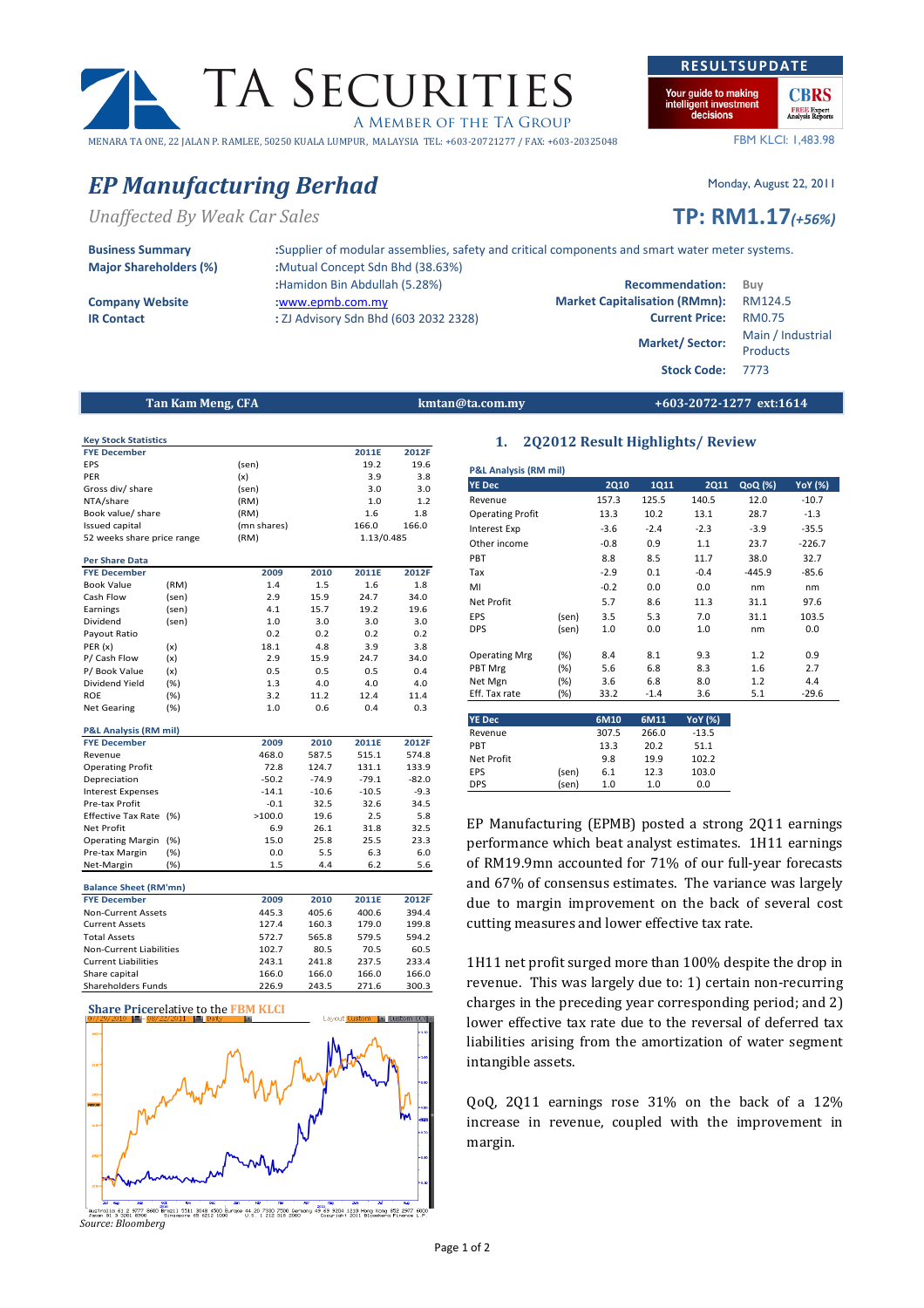**TA SECURITIES**
A MEMBER OF THE TA GROUP

MENARA TA ONE, 22 JALAN P. RAMLEE, 50250 KUALA LUMPUR, MALAYSIA TEL: +603-20721277 / FAX: +603-20325048

**RESULTSUPDATE**

Your guide to making intelligent investment decisions — CBRS FREE Expert Analysis Reports

FBM KLCI: 1,483.98

# EP Manufacturing Berhad

Monday, August 22, 2011

*Unaffected By Weak Car Sales*

## TP: RM1.17 *(+56%)*

| | |
|---|---|
| **Business Summary** | :Supplier of modular assemblies, safety and critical components and smart water meter systems. |
| **Major Shareholders (%)** | :Mutual Concept Sdn Bhd (38.63%) |
| | :Hamidon Bin Abdullah (5.28%) |
| **Company Website** | :www.epmb.com.my |
| **IR Contact** | : ZJ Advisory Sdn Bhd (603 2032 2328) |

| | |
|---|---|
| **Recommendation:** | Buy |
| **Market Capitalisation (RMmn):** | RM124.5 |
| **Current Price:** | RM0.75 |
| **Market/ Sector:** | Main / Industrial Products |
| **Stock Code:** | 7773 |

**Tan Kam Meng, CFA** | kmtan@ta.com.my | +603-2072-1277 ext:1614

**Key Stock Statistics**

| FYE December | | 2011E | 2012F |
|---|---|---|---|
| EPS | (sen) | 19.2 | 19.6 |
| PER | (x) | 3.9 | 3.8 |
| Gross div/ share | (sen) | 3.0 | 3.0 |
| NTA/share | (RM) | 1.0 | 1.2 |
| Book value/ share | (RM) | 1.6 | 1.8 |
| Issued capital | (mn shares) | 166.0 | 166.0 |
| 52 weeks share price range | (RM) | 1.13/0.485 | |

**Per Share Data**

| FYE December | | 2009 | 2010 | 2011E | 2012F |
|---|---|---|---|---|---|
| Book Value | (RM) | 1.4 | 1.5 | 1.6 | 1.8 |
| Cash Flow | (sen) | 2.9 | 15.9 | 24.7 | 34.0 |
| Earnings | (sen) | 4.1 | 15.7 | 19.2 | 19.6 |
| Dividend | (sen) | 1.0 | 3.0 | 3.0 | 3.0 |
| Payout Ratio | | 0.2 | 0.2 | 0.2 | 0.2 |
| PER (x) | (x) | 18.1 | 4.8 | 3.9 | 3.8 |
| P/ Cash Flow | (x) | 2.9 | 15.9 | 24.7 | 34.0 |
| P/ Book Value | (x) | 0.5 | 0.5 | 0.5 | 0.4 |
| Dividend Yield | (%) | 1.3 | 4.0 | 4.0 | 4.0 |
| ROE | (%) | 3.2 | 11.2 | 12.4 | 11.4 |
| Net Gearing | (%) | 1.0 | 0.6 | 0.4 | 0.3 |

**P&L Analysis (RM mil)**

| FYE December | | 2009 | 2010 | 2011E | 2012F |
|---|---|---|---|---|---|
| Revenue | | 468.0 | 587.5 | 515.1 | 574.8 |
| Operating Profit | | 72.8 | 124.7 | 131.1 | 133.9 |
| Depreciation | | -50.2 | -74.9 | -79.1 | -82.0 |
| Interest Expenses | | -14.1 | -10.6 | -10.5 | -9.3 |
| Pre-tax Profit | | -0.1 | 32.5 | 32.6 | 34.5 |
| Effective Tax Rate | (%) | >100.0 | 19.6 | 2.5 | 5.8 |
| Net Profit | | 6.9 | 26.1 | 31.8 | 32.5 |
| Operating Margin | (%) | 15.0 | 25.8 | 25.5 | 23.3 |
| Pre-tax Margin | (%) | 0.0 | 5.5 | 6.3 | 6.0 |
| Net-Margin | (%) | 1.5 | 4.4 | 6.2 | 5.6 |

**Balance Sheet (RM'mn)**

| FYE December | 2009 | 2010 | 2011E | 2012F |
|---|---|---|---|---|
| Non-Current Assets | 445.3 | 405.6 | 400.6 | 394.4 |
| Current Assets | 127.4 | 160.3 | 179.0 | 199.8 |
| Total Assets | 572.7 | 565.8 | 579.5 | 594.2 |
| Non-Current Liabilities | 102.7 | 80.5 | 70.5 | 60.5 |
| Current Liabilities | 243.1 | 241.8 | 237.5 | 233.4 |
| Share capital | 166.0 | 166.0 | 166.0 | 166.0 |
| Shareholders Funds | 226.9 | 243.5 | 271.6 | 300.3 |

**Share Price relative to the FBM KLCI**

Source: Bloomberg

## 1. 2Q2012 Result Highlights/ Review

**P&L Analysis (RM mil)**

| YE Dec | | 2Q10 | 1Q11 | 2Q11 | QoQ (%) | YoY (%) |
|---|---|---|---|---|---|---|
| Revenue | | 157.3 | 125.5 | 140.5 | 12.0 | -10.7 |
| Operating Profit | | 13.3 | 10.2 | 13.1 | 28.7 | -1.3 |
| Interest Exp | | -3.6 | -2.4 | -2.3 | -3.9 | -35.5 |
| Other income | | -0.8 | 0.9 | 1.1 | 23.7 | -226.7 |
| PBT | | 8.8 | 8.5 | 11.7 | 38.0 | 32.7 |
| Tax | | -2.9 | 0.1 | -0.4 | -445.9 | -85.6 |
| MI | | -0.2 | 0.0 | 0.0 | nm | nm |
| Net Profit | | 5.7 | 8.6 | 11.3 | 31.1 | 97.6 |
| EPS | (sen) | 3.5 | 5.3 | 7.0 | 31.1 | 103.5 |
| DPS | (sen) | 1.0 | 0.0 | 1.0 | nm | 0.0 |
| Operating Mrg | (%) | 8.4 | 8.1 | 9.3 | 1.2 | 0.9 |
| PBT Mrg | (%) | 5.6 | 6.8 | 8.3 | 1.6 | 2.7 |
| Net Mgn | (%) | 3.6 | 6.8 | 8.0 | 1.2 | 4.4 |
| Eff. Tax rate | (%) | 33.2 | -1.4 | 3.6 | 5.1 | -29.6 |

| YE Dec | | 6M10 | 6M11 | YoY (%) |
|---|---|---|---|---|
| Revenue | | 307.5 | 266.0 | -13.5 |
| PBT | | 13.3 | 20.2 | 51.1 |
| Net Profit | | 9.8 | 19.9 | 102.2 |
| EPS | (sen) | 6.1 | 12.3 | 103.0 |
| DPS | (sen) | 1.0 | 1.0 | 0.0 |

EP Manufacturing (EPMB) posted a strong 2Q11 earnings performance which beat analyst estimates. 1H11 earnings of RM19.9mn accounted for 71% of our full-year forecasts and 67% of consensus estimates. The variance was largely due to margin improvement on the back of several cost cutting measures and lower effective tax rate.

1H11 net profit surged more than 100% despite the drop in revenue. This was largely due to: 1) certain non-recurring charges in the preceding year corresponding period; and 2) lower effective tax rate due to the reversal of deferred tax liabilities arising from the amortization of water segment intangible assets.

QoQ, 2Q11 earnings rose 31% on the back of a 12% increase in revenue, coupled with the improvement in margin.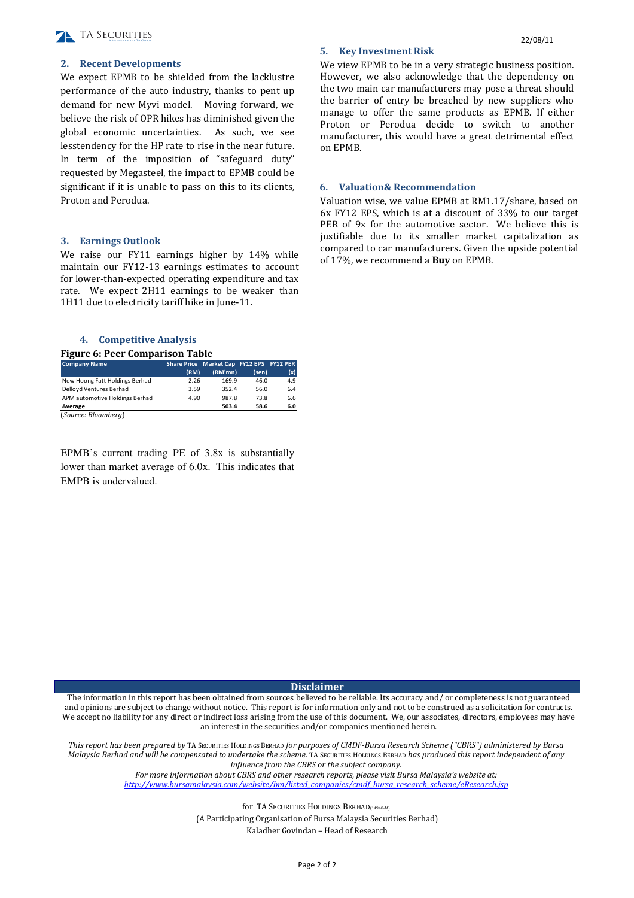## 2. Recent Developments

We expect EPMB to be shielded from the lacklustre performance of the auto industry, thanks to pent up demand for new Myvi model. Moving forward, we believe the risk of OPR hikes has diminished given the global economic uncertainties. As such, we see lesstendency for the HP rate to rise in the near future. In term of the imposition of "safeguard duty" requested by Megasteel, the impact to EPMB could be significant if it is unable to pass on this to its clients, Proton and Perodua.

## 3. Earnings Outlook

We raise our FY11 earnings higher by 14% while maintain our FY12-13 earnings estimates to account for lower-than-expected operating expenditure and tax rate. We expect 2H11 earnings to be weaker than 1H11 due to electricity tariff hike in June-11.

## 4. Competitive Analysis

**Figure 6: Peer Comparison Table**

| Company Name | Share Price (RM) | Market Cap (RM'mn) | FY12 EPS (sen) | FY12 PER (x) |
|---|---|---|---|---|
| New Hoong Fatt Holdings Berhad | 2.26 | 169.9 | 46.0 | 4.9 |
| Delloyd Ventures Berhad | 3.59 | 352.4 | 56.0 | 6.4 |
| APM automotive Holdings Berhad | 4.90 | 987.8 | 73.8 | 6.6 |
| **Average** | | **503.4** | **58.6** | **6.0** |

(*Source: Bloomberg*)

EPMB's current trading PE of 3.8x is substantially lower than market average of 6.0x. This indicates that EMPB is undervalued.

## 5. Key Investment Risk

We view EPMB to be in a very strategic business position. However, we also acknowledge that the dependency on the two main car manufacturers may pose a threat should the barrier of entry be breached by new suppliers who manage to offer the same products as EPMB. If either Proton or Perodua decide to switch to another manufacturer, this would have a great detrimental effect on EPMB.

## 6. Valuation& Recommendation

Valuation wise, we value EPMB at RM1.17/share, based on 6x FY12 EPS, which is at a discount of 33% to our target PER of 9x for the automotive sector. We believe this is justifiable due to its smaller market capitalization as compared to car manufacturers. Given the upside potential of 17%, we recommend a **Buy** on EPMB.

**Disclaimer**

The information in this report has been obtained from sources believed to be reliable. Its accuracy and/ or completeness is not guaranteed and opinions are subject to change without notice. This report is for information only and not to be construed as a solicitation for contracts. We accept no liability for any direct or indirect loss arising from the use of this document. We, our associates, directors, employees may have an interest in the securities and/or companies mentioned herein.

*This report has been prepared by* TA SECURITIES HOLDINGS BERHAD *for purposes of CMDF-Bursa Research Scheme ("CBRS") administered by Bursa Malaysia Berhad and will be compensated to undertake the scheme.* TA SECURITIES HOLDINGS BERHAD *has produced this report independent of any influence from the CBRS or the subject company.*

*For more information about CBRS and other research reports, please visit Bursa Malaysia's website at:*
*http://www.bursamalaysia.com/website/bm/listed_companies/cmdf_bursa_research_scheme/eResearch.jsp*

for TA SECURITIES HOLDINGS BERHAD(14948-M)
(A Participating Organisation of Bursa Malaysia Securities Berhad)
Kaladher Govindan – Head of Research